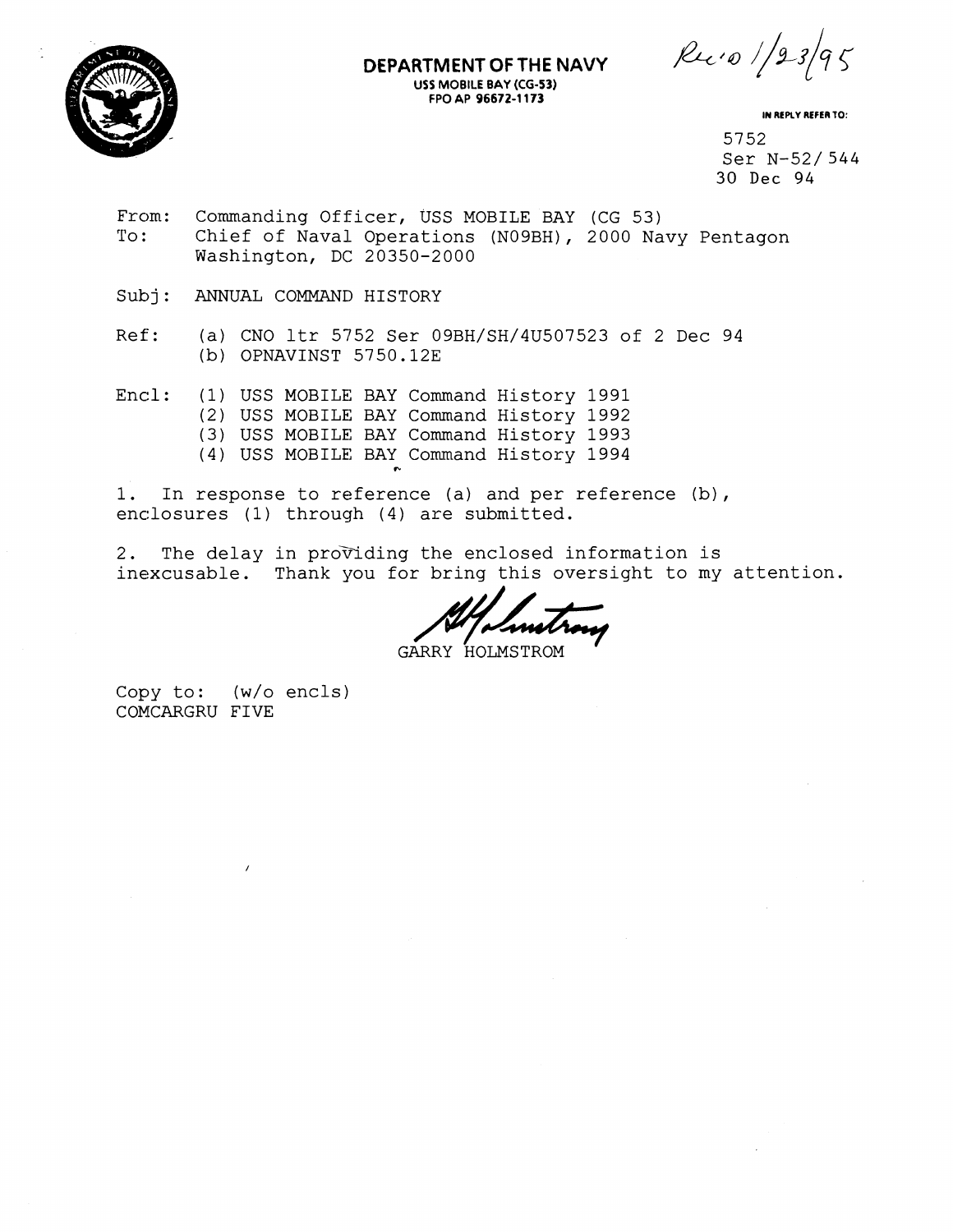**DEPARTMENT OF THE NAVY**
USS MOBILE BAY (CG-53)
FPO AP 96672-1173

Rec'd 1/23/95

IN REPLY REFER TO:

5752
Ser N-52/544
30 Dec 94

From: Commanding Officer, USS MOBILE BAY (CG 53)
To: Chief of Naval Operations (N09BH), 2000 Navy Pentagon Washington, DC 20350-2000

Subj: ANNUAL COMMAND HISTORY

Ref: (a) CNO ltr 5752 Ser 09BH/SH/4U507523 of 2 Dec 94
(b) OPNAVINST 5750.12E

Encl: (1) USS MOBILE BAY Command History 1991
(2) USS MOBILE BAY Command History 1992
(3) USS MOBILE BAY Command History 1993
(4) USS MOBILE BAY Command History 1994

1. In response to reference (a) and per reference (b), enclosures (1) through (4) are submitted.

2. The delay in providing the enclosed information is inexcusable. Thank you for bring this oversight to my attention.

GARRY HOLMSTROM

Copy to: (w/o encls)
COMCARGRU FIVE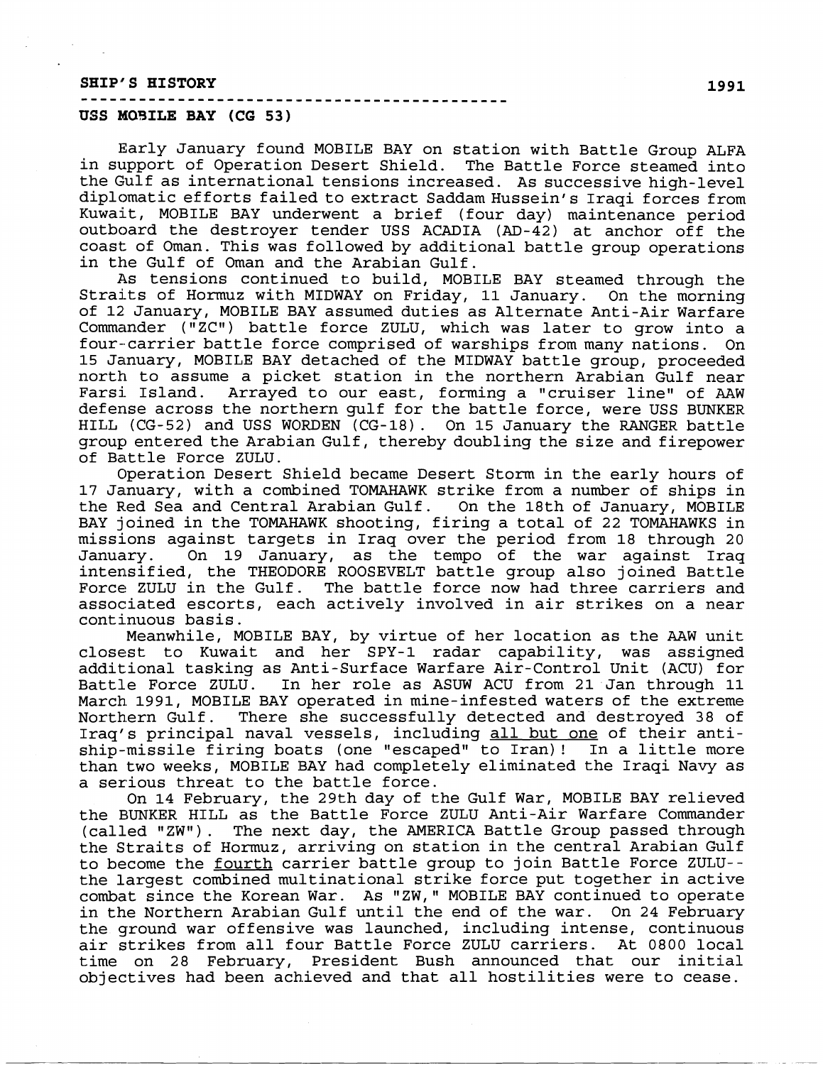## SHIP'S HISTORY

1991

## USS MOBILE BAY (CG 53)

Early January found MOBILE BAY on station with Battle Group ALFA in support of Operation Desert Shield. The Battle Force steamed into the Gulf as international tensions increased. As successive high-level diplomatic efforts failed to extract Saddam Hussein's Iraqi forces from Kuwait, MOBILE BAY underwent a brief (four day) maintenance period outboard the destroyer tender USS ACADIA (AD-42) at anchor off the coast of Oman. This was followed by additional battle group operations in the Gulf of Oman and the Arabian Gulf.

As tensions continued to build, MOBILE BAY steamed through the Straits of Hormuz with MIDWAY on Friday, 11 January. On the morning of 12 January, MOBILE BAY assumed duties as Alternate Anti-Air Warfare Commander ("ZC") battle force ZULU, which was later to grow into a four-carrier battle force comprised of warships from many nations. On 15 January, MOBILE BAY detached of the MIDWAY battle group, proceeded north to assume a picket station in the northern Arabian Gulf near Farsi Island. Arrayed to our east, forming a "cruiser line" of AAW defense across the northern gulf for the battle force, were USS BUNKER HILL (CG-52) and USS WORDEN (CG-18). On 15 January the RANGER battle group entered the Arabian Gulf, thereby doubling the size and firepower of Battle Force ZULU.

Operation Desert Shield became Desert Storm in the early hours of 17 January, with a combined TOMAHAWK strike from a number of ships in the Red Sea and Central Arabian Gulf. On the 18th of January, MOBILE BAY joined in the TOMAHAWK shooting, firing a total of 22 TOMAHAWKS in missions against targets in Iraq over the period from 18 through 20 January. On 19 January, as the tempo of the war against Iraq intensified, the THEODORE ROOSEVELT battle group also joined Battle Force ZULU in the Gulf. The battle force now had three carriers and associated escorts, each actively involved in air strikes on a near continuous basis.

Meanwhile, MOBILE BAY, by virtue of her location as the AAW unit closest to Kuwait and her SPY-1 radar capability, was assigned additional tasking as Anti-Surface Warfare Air-Control Unit (ACU) for Battle Force ZULU. In her role as ASUW ACU from 21 Jan through 11 March 1991, MOBILE BAY operated in mine-infested waters of the extreme Northern Gulf. There she successfully detected and destroyed 38 of Iraq's principal naval vessels, including <u>all but one</u> of their anti-ship-missile firing boats (one "escaped" to Iran)! In a little more than two weeks, MOBILE BAY had completely eliminated the Iraqi Navy as a serious threat to the battle force.

On 14 February, the 29th day of the Gulf War, MOBILE BAY relieved the BUNKER HILL as the Battle Force ZULU Anti-Air Warfare Commander (called "ZW"). The next day, the AMERICA Battle Group passed through the Straits of Hormuz, arriving on station in the central Arabian Gulf to become the <u>fourth</u> carrier battle group to join Battle Force ZULU--the largest combined multinational strike force put together in active combat since the Korean War. As "ZW," MOBILE BAY continued to operate in the Northern Arabian Gulf until the end of the war. On 24 February the ground war offensive was launched, including intense, continuous air strikes from all four Battle Force ZULU carriers. At 0800 local time on 28 February, President Bush announced that our initial objectives had been achieved and that all hostilities were to cease.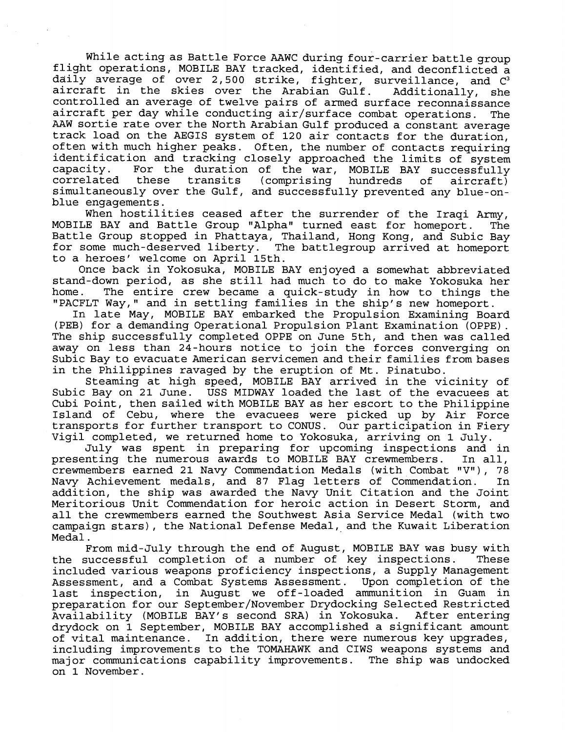While acting as Battle Force AAWC during four-carrier battle group flight operations, MOBILE BAY tracked, identified, and deconflicted a daily average of over 2,500 strike, fighter, surveillance, and $C^3$ aircraft in the skies over the Arabian Gulf. Additionally, she controlled an average of twelve pairs of armed surface reconnaissance aircraft per day while conducting air/surface combat operations. The AAW sortie rate over the North Arabian Gulf produced a constant average track load on the AEGIS system of 120 air contacts for the duration, often with much higher peaks. Often, the number of contacts requiring identification and tracking closely approached the limits of system capacity. For the duration of the war, MOBILE BAY successfully correlated these transits (comprising hundreds of aircraft) simultaneously over the Gulf, and successfully prevented any blue-on-blue engagements.

When hostilities ceased after the surrender of the Iraqi Army, MOBILE BAY and Battle Group "Alpha" turned east for homeport. The Battle Group stopped in Phattaya, Thailand, Hong Kong, and Subic Bay for some much-deserved liberty. The battlegroup arrived at homeport to a heroes' welcome on April 15th.

Once back in Yokosuka, MOBILE BAY enjoyed a somewhat abbreviated stand-down period, as she still had much to do to make Yokosuka her home. The entire crew became a quick-study in how to things the "PACFLT Way," and in settling families in the ship's new homeport.

In late May, MOBILE BAY embarked the Propulsion Examining Board (PEB) for a demanding Operational Propulsion Plant Examination (OPPE). The ship successfully completed OPPE on June 5th, and then was called away on less than 24-hours notice to join the forces converging on Subic Bay to evacuate American servicemen and their families from bases in the Philippines ravaged by the eruption of Mt. Pinatubo.

Steaming at high speed, MOBILE BAY arrived in the vicinity of Subic Bay on 21 June. USS MIDWAY loaded the last of the evacuees at Cubi Point, then sailed with MOBILE BAY as her escort to the Philippine Island of Cebu, where the evacuees were picked up by Air Force transports for further transport to CONUS. Our participation in Fiery Vigil completed, we returned home to Yokosuka, arriving on 1 July.

July was spent in preparing for upcoming inspections and in presenting the numerous awards to MOBILE BAY crewmembers. In all, crewmembers earned 21 Navy Commendation Medals (with Combat "V"), 78 Navy Achievement medals, and 87 Flag letters of Commendation. In addition, the ship was awarded the Navy Unit Citation and the Joint Meritorious Unit Commendation for heroic action in Desert Storm, and all the crewmembers earned the Southwest Asia Service Medal (with two campaign stars), the National Defense Medal, and the Kuwait Liberation Medal.

From mid-July through the end of August, MOBILE BAY was busy with the successful completion of a number of key inspections. These included various weapons proficiency inspections, a Supply Management Assessment, and a Combat Systems Assessment. Upon completion of the last inspection, in August we off-loaded ammunition in Guam in preparation for our September/November Drydocking Selected Restricted Availability (MOBILE BAY's second SRA) in Yokosuka. After entering drydock on 1 September, MOBILE BAY accomplished a significant amount of vital maintenance. In addition, there were numerous key upgrades, including improvements to the TOMAHAWK and CIWS weapons systems and major communications capability improvements. The ship was undocked on 1 November.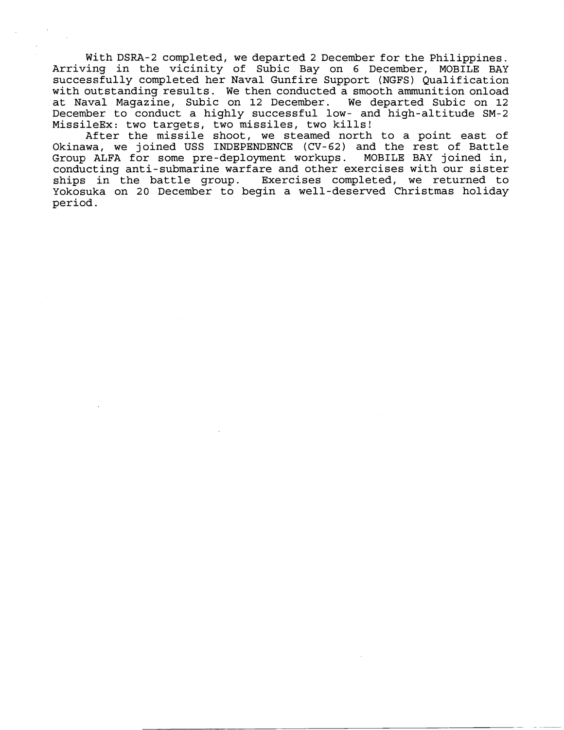With DSRA-2 completed, we departed 2 December for the Philippines. Arriving in the vicinity of Subic Bay on 6 December, MOBILE BAY successfully completed her Naval Gunfire Support (NGFS) Qualification with outstanding results. We then conducted a smooth ammunition onload at Naval Magazine, Subic on 12 December. We departed Subic on 12 December to conduct a highly successful low- and high-altitude SM-2 MissileEx: two targets, two missiles, two kills!

After the missile shoot, we steamed north to a point east of Okinawa, we joined USS INDEPENDENCE (CV-62) and the rest of Battle Group ALFA for some pre-deployment workups. MOBILE BAY joined in, conducting anti-submarine warfare and other exercises with our sister ships in the battle group. Exercises completed, we returned to Yokosuka on 20 December to begin a well-deserved Christmas holiday period.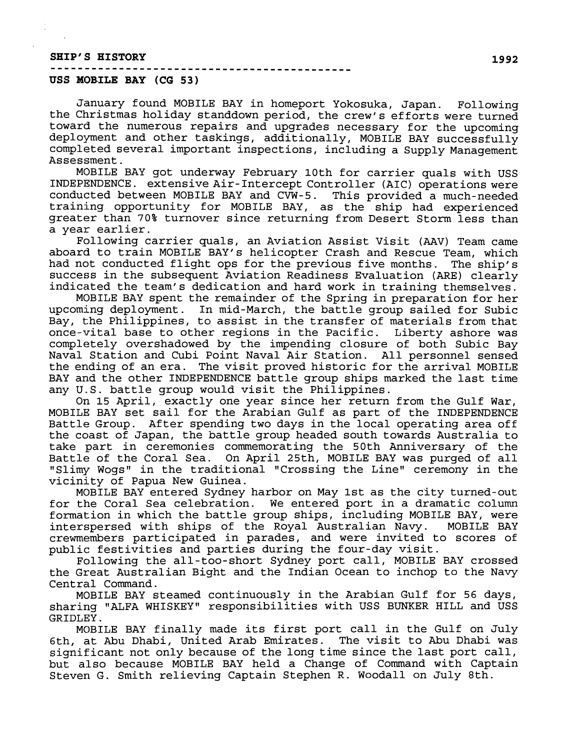**SHIP'S HISTORY** **1992**

**USS MOBILE BAY (CG 53)**

January found MOBILE BAY in homeport Yokosuka, Japan. Following the Christmas holiday standdown period, the crew's efforts were turned toward the numerous repairs and upgrades necessary for the upcoming deployment and other taskings, additionally, MOBILE BAY successfully completed several important inspections, including a Supply Management Assessment.

MOBILE BAY got underway February 10th for carrier quals with USS INDEPENDENCE. extensive Air-Intercept Controller (AIC) operations were conducted between MOBILE BAY and CVW-5. This provided a much-needed training opportunity for MOBILE BAY, as the ship had experienced greater than 70% turnover since returning from Desert Storm less than a year earlier.

Following carrier quals, an Aviation Assist Visit (AAV) Team came aboard to train MOBILE BAY's helicopter Crash and Rescue Team, which had not conducted flight ops for the previous five months. The ship's success in the subsequent Aviation Readiness Evaluation (ARE) clearly indicated the team's dedication and hard work in training themselves.

MOBILE BAY spent the remainder of the Spring in preparation for her upcoming deployment. In mid-March, the battle group sailed for Subic Bay, the Philippines, to assist in the transfer of materials from that once-vital base to other regions in the Pacific. Liberty ashore was completely overshadowed by the impending closure of both Subic Bay Naval Station and Cubi Point Naval Air Station. All personnel sensed the ending of an era. The visit proved historic for the arrival MOBILE BAY and the other INDEPENDENCE battle group ships marked the last time any U.S. battle group would visit the Philippines.

On 15 April, exactly one year since her return from the Gulf War, MOBILE BAY set sail for the Arabian Gulf as part of the INDEPENDENCE Battle Group. After spending two days in the local operating area off the coast of Japan, the battle group headed south towards Australia to take part in ceremonies commemorating the 50th Anniversary of the Battle of the Coral Sea. On April 25th, MOBILE BAY was purged of all "Slimy Wogs" in the traditional "Crossing the Line" ceremony in the vicinity of Papua New Guinea.

MOBILE BAY entered Sydney harbor on May 1st as the city turned-out for the Coral Sea celebration. We entered port in a dramatic column formation in which the battle group ships, including MOBILE BAY, were interspersed with ships of the Royal Australian Navy. MOBILE BAY crewmembers participated in parades, and were invited to scores of public festivities and parties during the four-day visit.

Following the all-too-short Sydney port call, MOBILE BAY crossed the Great Australian Bight and the Indian Ocean to inchop to the Navy Central Command.

MOBILE BAY steamed continuously in the Arabian Gulf for 56 days, sharing "ALFA WHISKEY" responsibilities with USS BUNKER HILL and USS GRIDLEY.

MOBILE BAY finally made its first port call in the Gulf on July 6th, at Abu Dhabi, United Arab Emirates. The visit to Abu Dhabi was significant not only because of the long time since the last port call, but also because MOBILE BAY held a Change of Command with Captain Steven G. Smith relieving Captain Stephen R. Woodall on July 8th.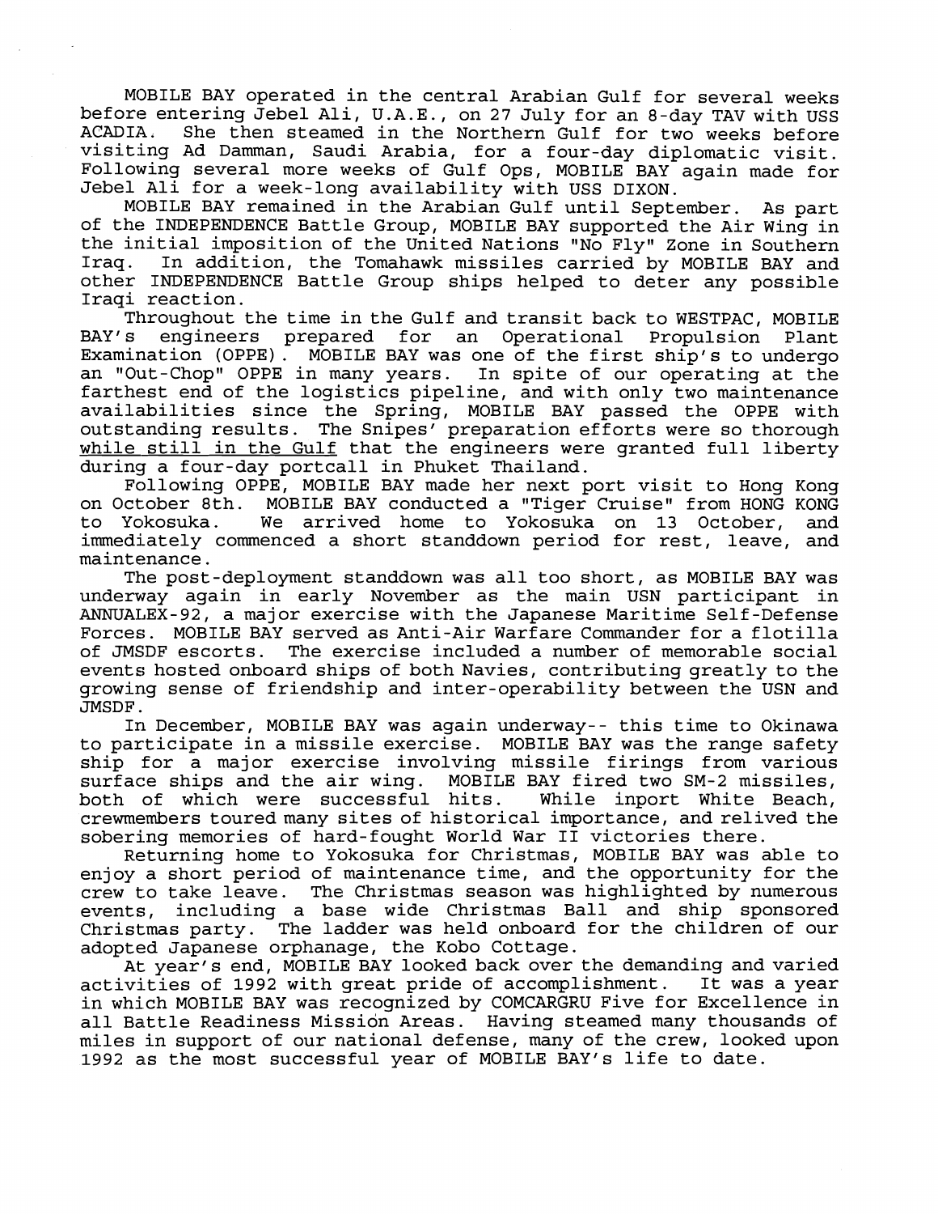MOBILE BAY operated in the central Arabian Gulf for several weeks before entering Jebel Ali, U.A.E., on 27 July for an 8-day TAV with USS ACADIA. She then steamed in the Northern Gulf for two weeks before visiting Ad Damman, Saudi Arabia, for a four-day diplomatic visit. Following several more weeks of Gulf Ops, MOBILE BAY again made for Jebel Ali for a week-long availability with USS DIXON.

MOBILE BAY remained in the Arabian Gulf until September. As part of the INDEPENDENCE Battle Group, MOBILE BAY supported the Air Wing in the initial imposition of the United Nations "No Fly" Zone in Southern Iraq. In addition, the Tomahawk missiles carried by MOBILE BAY and other INDEPENDENCE Battle Group ships helped to deter any possible Iraqi reaction.

Throughout the time in the Gulf and transit back to WESTPAC, MOBILE BAY'S engineers prepared for an Operational Propulsion Plant Examination (OPPE). MOBILE BAY was one of the first ship's to undergo an "Out-Chop" OPPE in many years. In spite of our operating at the farthest end of the logistics pipeline, and with only two maintenance availabilities since the Spring, MOBILE BAY passed the OPPE with outstanding results. The Snipes' preparation efforts were so thorough while still in the Gulf that the engineers were granted full liberty during a four-day portcall in Phuket Thailand.

Following OPPE, MOBILE BAY made her next port visit to Hong Kong on October 8th. MOBILE BAY conducted a "Tiger Cruise" from HONG KONG to Yokosuka. We arrived home to Yokosuka on 13 October, and immediately commenced a short standdown period for rest, leave, and maintenance.

The post-deployment standdown was all too short, as MOBILE BAY was underway again in early November as the main USN participant in ANNUALEX-92, a major exercise with the Japanese Maritime Self-Defense Forces. MOBILE BAY served as Anti-Air Warfare Commander for a flotilla of JMSDF escorts. The exercise included a number of memorable social events hosted onboard ships of both Navies, contributing greatly to the growing sense of friendship and inter-operability between the USN and JMSDF.

In December, MOBILE BAY was again underway-- this time to Okinawa to participate in a missile exercise. MOBILE BAY was the range safety ship for a major exercise involving missile firings from various surface ships and the air wing. MOBILE BAY fired two SM-2 missiles, both of which were successful hits. While inport White Beach, crewmembers toured many sites of historical importance, and relived the sobering memories of hard-fought World War II victories there.

Returning home to Yokosuka for Christmas, MOBILE BAY was able to enjoy a short period of maintenance time, and the opportunity for the crew to take leave. The Christmas season was highlighted by numerous events, including a base wide Christmas Ball and ship sponsored Christmas party. The ladder was held onboard for the children of our adopted Japanese orphanage, the Kobo Cottage.

At year's end, MOBILE BAY looked back over the demanding and varied activities of 1992 with great pride of accomplishment. It was a year in which MOBILE BAY was recognized by COMCARGRU Five for Excellence in all Battle Readiness Mission Areas. Having steamed many thousands of miles in support of our national defense, many of the crew, looked upon 1992 as the most successful year of MOBILE BAY's life to date.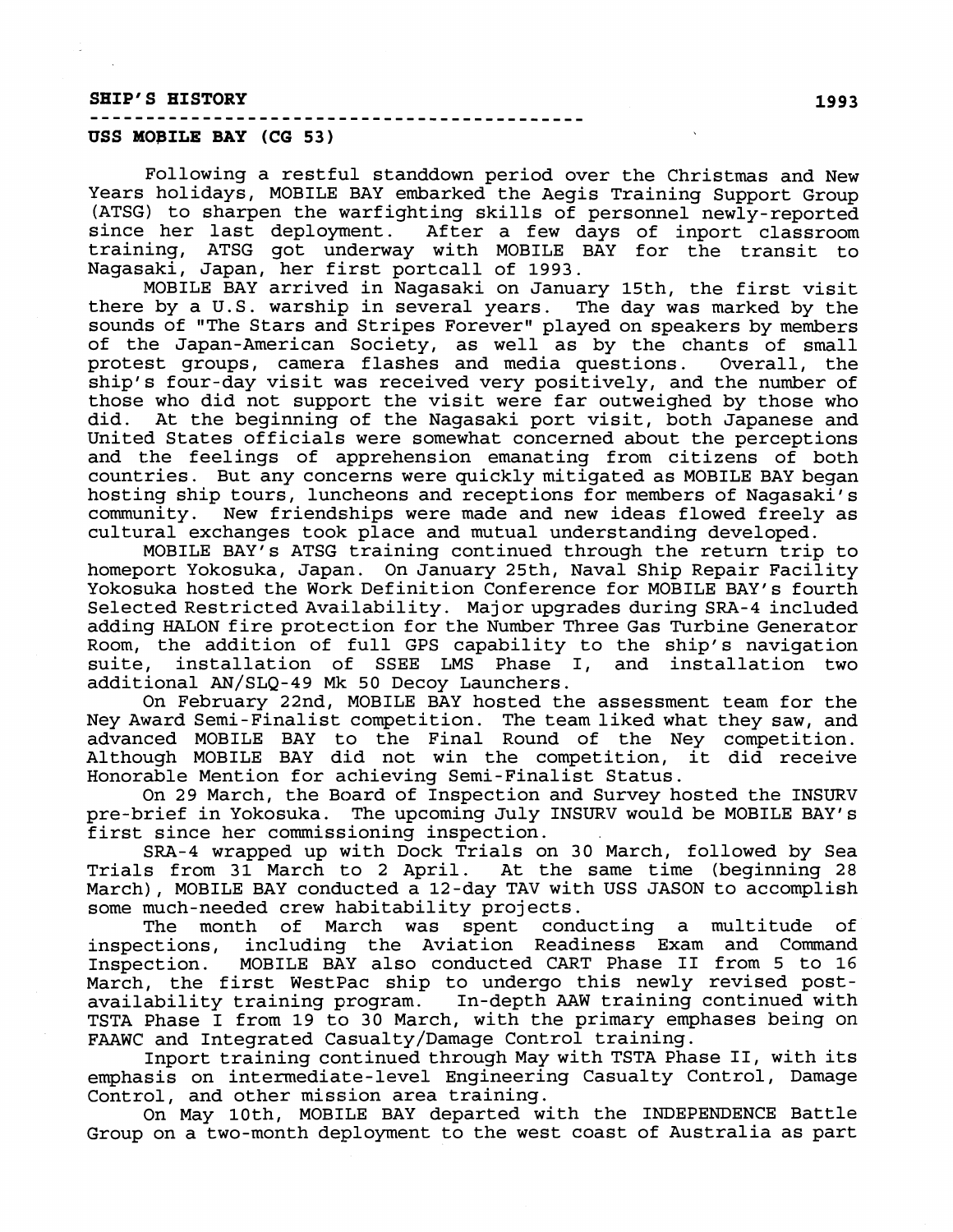**SHIP'S HISTORY** **1993**

**USS MOBILE BAY (CG 53)**

Following a restful standdown period over the Christmas and New Years holidays, MOBILE BAY embarked the Aegis Training Support Group (ATSG) to sharpen the warfighting skills of personnel newly-reported since her last deployment. After a few days of inport classroom training, ATSG got underway with MOBILE BAY for the transit to Nagasaki, Japan, her first portcall of 1993.

MOBILE BAY arrived in Nagasaki on January 15th, the first visit there by a U.S. warship in several years. The day was marked by the sounds of "The Stars and Stripes Forever" played on speakers by members of the Japan-American Society, as well as by the chants of small protest groups, camera flashes and media questions. Overall, the ship's four-day visit was received very positively, and the number of those who did not support the visit were far outweighed by those who did. At the beginning of the Nagasaki port visit, both Japanese and United States officials were somewhat concerned about the perceptions and the feelings of apprehension emanating from citizens of both countries. But any concerns were quickly mitigated as MOBILE BAY began hosting ship tours, luncheons and receptions for members of Nagasaki's community. New friendships were made and new ideas flowed freely as cultural exchanges took place and mutual understanding developed.

MOBILE BAY's ATSG training continued through the return trip to homeport Yokosuka, Japan. On January 25th, Naval Ship Repair Facility Yokosuka hosted the Work Definition Conference for MOBILE BAY's fourth Selected Restricted Availability. Major upgrades during SRA-4 included adding HALON fire protection for the Number Three Gas Turbine Generator Room, the addition of full GPS capability to the ship's navigation suite, installation of SSEE LMS Phase I, and installation two additional AN/SLQ-49 Mk 50 Decoy Launchers.

On February 22nd, MOBILE BAY hosted the assessment team for the Ney Award Semi-Finalist competition. The team liked what they saw, and advanced MOBILE BAY to the Final Round of the Ney competition. Although MOBILE BAY did not win the competition, it did receive Honorable Mention for achieving Semi-Finalist Status.

On 29 March, the Board of Inspection and Survey hosted the INSURV pre-brief in Yokosuka. The upcoming July INSURV would be MOBILE BAY's first since her commissioning inspection.

SRA-4 wrapped up with Dock Trials on 30 March, followed by Sea Trials from 31 March to 2 April. At the same time (beginning 28 March), MOBILE BAY conducted a 12-day TAV with USS JASON to accomplish some much-needed crew habitability projects.

The month of March was spent conducting a multitude of inspections, including the Aviation Readiness Exam and Command Inspection. MOBILE BAY also conducted CART Phase II from 5 to 16 March, the first WestPac ship to undergo this newly revised post-availability training program. In-depth AAW training continued with TSTA Phase I from 19 to 30 March, with the primary emphases being on FAAWC and Integrated Casualty/Damage Control training.

Inport training continued through May with TSTA Phase II, with its emphasis on intermediate-level Engineering Casualty Control, Damage Control, and other mission area training.

On May 10th, MOBILE BAY departed with the INDEPENDENCE Battle Group on a two-month deployment to the west coast of Australia as part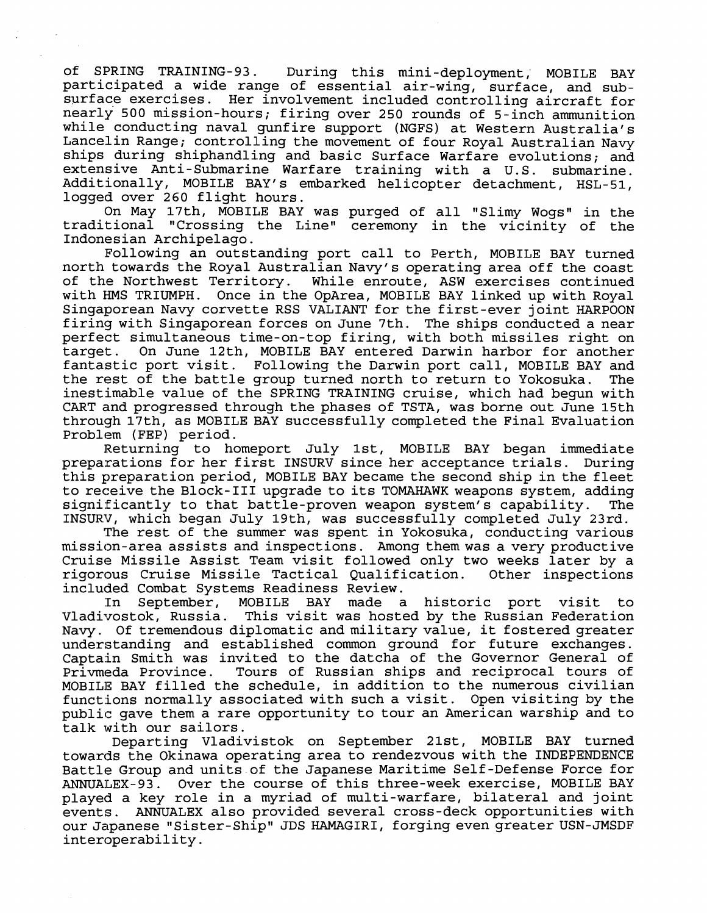of SPRING TRAINING-93. During this mini-deployment, MOBILE BAY participated a wide range of essential air-wing, surface, and subsurface exercises. Her involvement included controlling aircraft for nearly 500 mission-hours; firing over 250 rounds of 5-inch ammunition while conducting naval gunfire support (NGFS) at Western Australia's Lancelin Range; controlling the movement of four Royal Australian Navy ships during shiphandling and basic Surface Warfare evolutions; and extensive Anti-Submarine Warfare training with a U.S. submarine. Additionally, MOBILE BAY's embarked helicopter detachment, HSL-51, logged over 260 flight hours.

On May 17th, MOBILE BAY was purged of all "Slimy Wogs" in the traditional "Crossing the Line" ceremony in the vicinity of the Indonesian Archipelago.

Following an outstanding port call to Perth, MOBILE BAY turned north towards the Royal Australian Navy's operating area off the coast of the Northwest Territory. While enroute, ASW exercises continued with HMS TRIUMPH. Once in the OpArea, MOBILE BAY linked up with Royal Singaporean Navy corvette RSS VALIANT for the first-ever joint HARPOON firing with Singaporean forces on June 7th. The ships conducted a near perfect simultaneous time-on-top firing, with both missiles right on target. On June 12th, MOBILE BAY entered Darwin harbor for another fantastic port visit. Following the Darwin port call, MOBILE BAY and the rest of the battle group turned north to return to Yokosuka. The inestimable value of the SPRING TRAINING cruise, which had begun with CART and progressed through the phases of TSTA, was borne out June 15th through 17th, as MOBILE BAY successfully completed the Final Evaluation Problem (FEP) period.

Returning to homeport July 1st, MOBILE BAY began immediate preparations for her first INSURV since her acceptance trials. During this preparation period, MOBILE BAY became the second ship in the fleet to receive the Block-III upgrade to its TOMAHAWK weapons system, adding significantly to that battle-proven weapon system's capability. The INSURV, which began July 19th, was successfully completed July 23rd.

The rest of the summer was spent in Yokosuka, conducting various mission-area assists and inspections. Among them was a very productive Cruise Missile Assist Team visit followed only two weeks later by a rigorous Cruise Missile Tactical Qualification. Other inspections included Combat Systems Readiness Review.

In September, MOBILE BAY made a historic port visit to Vladivostok, Russia. This visit was hosted by the Russian Federation Navy. Of tremendous diplomatic and military value, it fostered greater understanding and established common ground for future exchanges. Captain Smith was invited to the datcha of the Governor General of Privmeda Province. Tours of Russian ships and reciprocal tours of MOBILE BAY filled the schedule, in addition to the numerous civilian functions normally associated with such a visit. Open visiting by the public gave them a rare opportunity to tour an American warship and to talk with our sailors.

Departing Vladivistok on September 21st, MOBILE BAY turned towards the Okinawa operating area to rendezvous with the INDEPENDENCE Battle Group and units of the Japanese Maritime Self-Defense Force for ANNUALEX-93. Over the course of this three-week exercise, MOBILE BAY played a key role in a myriad of multi-warfare, bilateral and joint events. ANNUALEX also provided several cross-deck opportunities with our Japanese "Sister-Ship" JDS HAMAGIRI, forging even greater USN-JMSDF interoperability.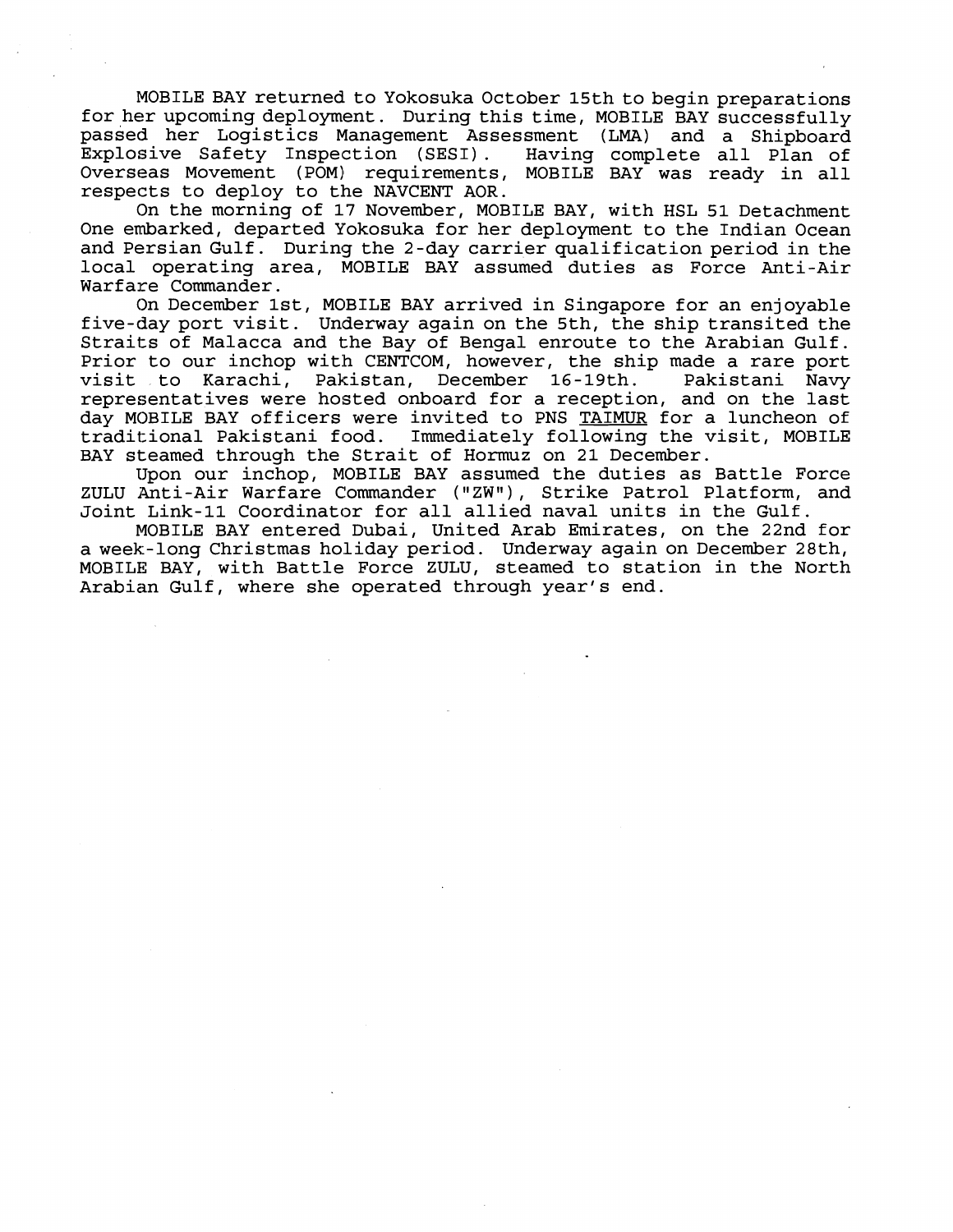MOBILE BAY returned to Yokosuka October 15th to begin preparations for her upcoming deployment. During this time, MOBILE BAY successfully passed her Logistics Management Assessment (LMA) and a Shipboard Explosive Safety Inspection (SESI). Having complete all Plan of Overseas Movement (POM) requirements, MOBILE BAY was ready in all respects to deploy to the NAVCENT AOR.

On the morning of 17 November, MOBILE BAY, with HSL 51 Detachment One embarked, departed Yokosuka for her deployment to the Indian Ocean and Persian Gulf. During the 2-day carrier qualification period in the local operating area, MOBILE BAY assumed duties as Force Anti-Air Warfare Commander.

On December 1st, MOBILE BAY arrived in Singapore for an enjoyable five-day port visit. Underway again on the 5th, the ship transited the Straits of Malacca and the Bay of Bengal enroute to the Arabian Gulf. Prior to our inchop with CENTCOM, however, the ship made a rare port visit to Karachi, Pakistan, December 16-19th. Pakistani Navy representatives were hosted onboard for a reception, and on the last day MOBILE BAY officers were invited to PNS TAIMUR for a luncheon of traditional Pakistani food. Immediately following the visit, MOBILE BAY steamed through the Strait of Hormuz on 21 December.

Upon our inchop, MOBILE BAY assumed the duties as Battle Force ZULU Anti-Air Warfare Commander ("ZW"), Strike Patrol Platform, and Joint Link-11 Coordinator for all allied naval units in the Gulf.

MOBILE BAY entered Dubai, United Arab Emirates, on the 22nd for a week-long Christmas holiday period. Underway again on December 28th, MOBILE BAY, with Battle Force ZULU, steamed to station in the North Arabian Gulf, where she operated through year's end.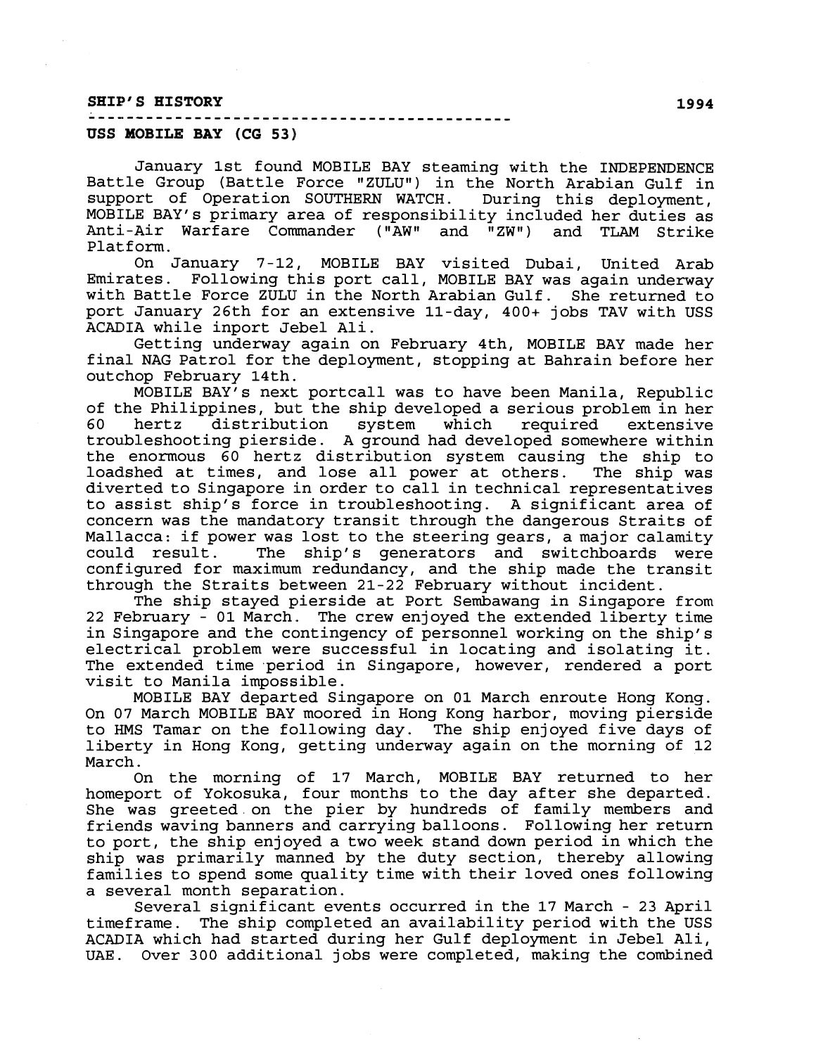**SHIP'S HISTORY** **1994**

**USS MOBILE BAY (CG 53)**

January 1st found MOBILE BAY steaming with the INDEPENDENCE Battle Group (Battle Force "ZULU") in the North Arabian Gulf in support of Operation SOUTHERN WATCH. During this deployment, MOBILE BAY's primary area of responsibility included her duties as Anti-Air Warfare Commander ("AW" and "ZW") and TLAM Strike Platform.

On January 7-12, MOBILE BAY visited Dubai, United Arab Emirates. Following this port call, MOBILE BAY was again underway with Battle Force ZULU in the North Arabian Gulf. She returned to port January 26th for an extensive 11-day, 400+ jobs TAV with USS ACADIA while inport Jebel Ali.

Getting underway again on February 4th, MOBILE BAY made her final NAG Patrol for the deployment, stopping at Bahrain before her outchop February 14th.

MOBILE BAY's next portcall was to have been Manila, Republic of the Philippines, but the ship developed a serious problem in her 60 hertz distribution system which required extensive troubleshooting pierside. A ground had developed somewhere within the enormous 60 hertz distribution system causing the ship to loadshed at times, and lose all power at others. The ship was diverted to Singapore in order to call in technical representatives to assist ship's force in troubleshooting. A significant area of concern was the mandatory transit through the dangerous Straits of Mallacca: if power was lost to the steering gears, a major calamity could result. The ship's generators and switchboards were configured for maximum redundancy, and the ship made the transit through the Straits between 21-22 February without incident.

The ship stayed pierside at Port Sembawang in Singapore from 22 February - 01 March. The crew enjoyed the extended liberty time in Singapore and the contingency of personnel working on the ship's electrical problem were successful in locating and isolating it. The extended time period in Singapore, however, rendered a port visit to Manila impossible.

MOBILE BAY departed Singapore on 01 March enroute Hong Kong. On 07 March MOBILE BAY moored in Hong Kong harbor, moving pierside to HMS Tamar on the following day. The ship enjoyed five days of liberty in Hong Kong, getting underway again on the morning of 12 March.

On the morning of 17 March, MOBILE BAY returned to her homeport of Yokosuka, four months to the day after she departed. She was greeted on the pier by hundreds of family members and friends waving banners and carrying balloons. Following her return to port, the ship enjoyed a two week stand down period in which the ship was primarily manned by the duty section, thereby allowing families to spend some quality time with their loved ones following a several month separation.

Several significant events occurred in the 17 March - 23 April timeframe. The ship completed an availability period with the USS ACADIA which had started during her Gulf deployment in Jebel Ali, UAE. Over 300 additional jobs were completed, making the combined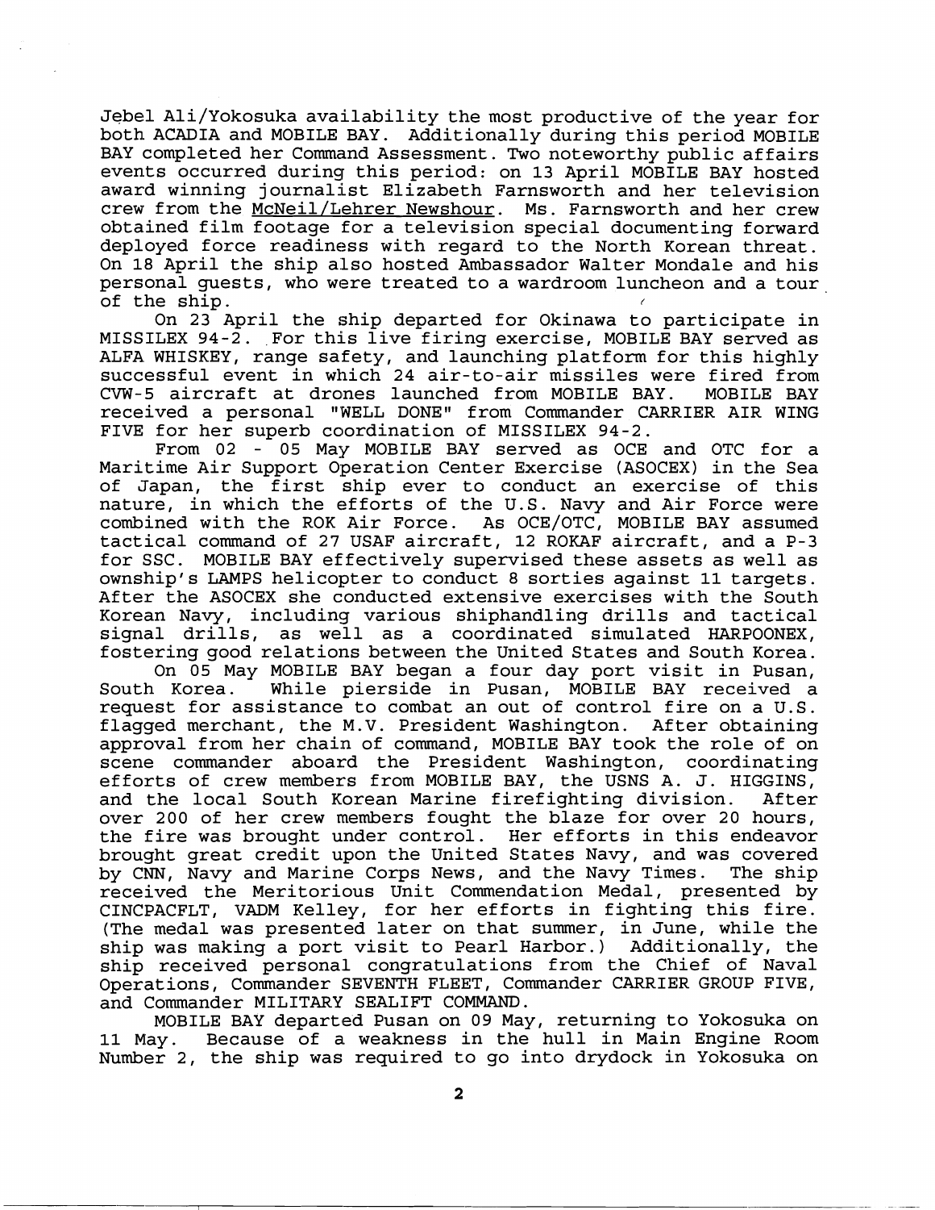Jebel Ali/Yokosuka availability the most productive of the year for both ACADIA and MOBILE BAY. Additionally during this period MOBILE BAY completed her Command Assessment. Two noteworthy public affairs events occurred during this period: on 13 April MOBILE BAY hosted award winning journalist Elizabeth Farnsworth and her television crew from the McNeil/Lehrer Newshour. Ms. Farnsworth and her crew obtained film footage for a television special documenting forward deployed force readiness with regard to the North Korean threat. On 18 April the ship also hosted Ambassador Walter Mondale and his personal guests, who were treated to a wardroom luncheon and a tour of the ship.

On 23 April the ship departed for Okinawa to participate in MISSILEX 94-2. For this live firing exercise, MOBILE BAY served as ALFA WHISKEY, range safety, and launching platform for this highly successful event in which 24 air-to-air missiles were fired from CVW-5 aircraft at drones launched from MOBILE BAY. MOBILE BAY received a personal "WELL DONE" from Commander CARRIER AIR WING FIVE for her superb coordination of MISSILEX 94-2.

From 02 - 05 May MOBILE BAY served as OCE and OTC for a Maritime Air Support Operation Center Exercise (ASOCEX) in the Sea of Japan, the first ship ever to conduct an exercise of this nature, in which the efforts of the U.S. Navy and Air Force were combined with the ROK Air Force. As OCE/OTC, MOBILE BAY assumed tactical command of 27 USAF aircraft, 12 ROKAF aircraft, and a P-3 for SSC. MOBILE BAY effectively supervised these assets as well as ownship's LAMPS helicopter to conduct 8 sorties against 11 targets. After the ASOCEX she conducted extensive exercises with the South Korean Navy, including various shiphandling drills and tactical signal drills, as well as a coordinated simulated HARPOONEX, fostering good relations between the United States and South Korea.

On 05 May MOBILE BAY began a four day port visit in Pusan, South Korea. While pierside in Pusan, MOBILE BAY received a request for assistance to combat an out of control fire on a U.S. flagged merchant, the M.V. President Washington. After obtaining approval from her chain of command, MOBILE BAY took the role of on scene commander aboard the President Washington, coordinating efforts of crew members from MOBILE BAY, the USNS A. J. HIGGINS, and the local South Korean Marine firefighting division. After over 200 of her crew members fought the blaze for over 20 hours, the fire was brought under control. Her efforts in this endeavor brought great credit upon the United States Navy, and was covered by CNN, Navy and Marine Corps News, and the Navy Times. The ship received the Meritorious Unit Commendation Medal, presented by CINCPACFLT, VADM Kelley, for her efforts in fighting this fire. (The medal was presented later on that summer, in June, while the ship was making a port visit to Pearl Harbor.) Additionally, the ship received personal congratulations from the Chief of Naval Operations, Commander SEVENTH FLEET, Commander CARRIER GROUP FIVE, and Commander MILITARY SEALIFT COMMAND.

MOBILE BAY departed Pusan on 09 May, returning to Yokosuka on 11 May. Because of a weakness in the hull in Main Engine Room Number 2, the ship was required to go into drydock in Yokosuka on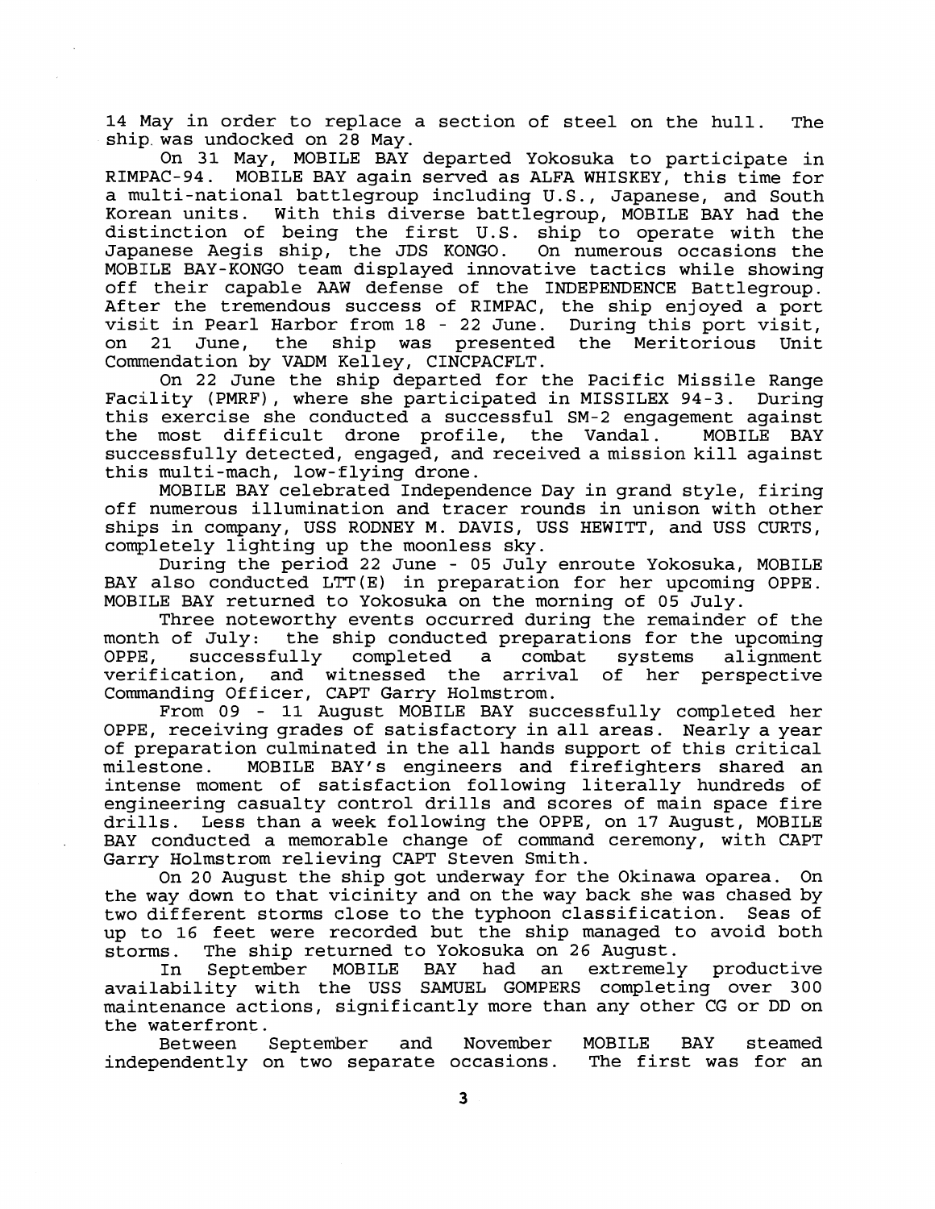14 May in order to replace a section of steel on the hull. The ship was undocked on 28 May.

On 31 May, MOBILE BAY departed Yokosuka to participate in RIMPAC-94. MOBILE BAY again served as ALFA WHISKEY, this time for a multi-national battlegroup including U.S., Japanese, and South Korean units. With this diverse battlegroup, MOBILE BAY had the distinction of being the first U.S. ship to operate with the Japanese Aegis ship, the JDS KONGO. On numerous occasions the MOBILE BAY-KONGO team displayed innovative tactics while showing off their capable AAW defense of the INDEPENDENCE Battlegroup. After the tremendous success of RIMPAC, the ship enjoyed a port visit in Pearl Harbor from 18 - 22 June. During this port visit, on 21 June, the ship was presented the Meritorious Unit Commendation by VADM Kelley, CINCPACFLT.

On 22 June the ship departed for the Pacific Missile Range Facility (PMRF), where she participated in MISSILEX 94-3. During this exercise she conducted a successful SM-2 engagement against the most difficult drone profile, the Vandal. MOBILE BAY successfully detected, engaged, and received a mission kill against this multi-mach, low-flying drone.

MOBILE BAY celebrated Independence Day in grand style, firing off numerous illumination and tracer rounds in unison with other ships in company, USS RODNEY M. DAVIS, USS HEWITT, and USS CURTS, completely lighting up the moonless sky.

During the period 22 June - 05 July enroute Yokosuka, MOBILE BAY also conducted LTT(E) in preparation for her upcoming OPPE. MOBILE BAY returned to Yokosuka on the morning of 05 July.

Three noteworthy events occurred during the remainder of the month of July: the ship conducted preparations for the upcoming OPPE, successfully completed a combat systems alignment verification, and witnessed the arrival of her perspective Commanding Officer, CAPT Garry Holmstrom.

From 09 - 11 August MOBILE BAY successfully completed her OPPE, receiving grades of satisfactory in all areas. Nearly a year of preparation culminated in the all hands support of this critical milestone. MOBILE BAY's engineers and firefighters shared an intense moment of satisfaction following literally hundreds of engineering casualty control drills and scores of main space fire drills. Less than a week following the OPPE, on 17 August, MOBILE BAY conducted a memorable change of command ceremony, with CAPT Garry Holmstrom relieving CAPT Steven Smith.

On 20 August the ship got underway for the Okinawa oparea. On the way down to that vicinity and on the way back she was chased by two different storms close to the typhoon classification. Seas of up to 16 feet were recorded but the ship managed to avoid both storms. The ship returned to Yokosuka on 26 August.

In September MOBILE BAY had an extremely productive availability with the USS SAMUEL GOMPERS completing over 300 maintenance actions, significantly more than any other CG or DD on the waterfront.

Between September and November MOBILE BAY steamed independently on two separate occasions. The first was for an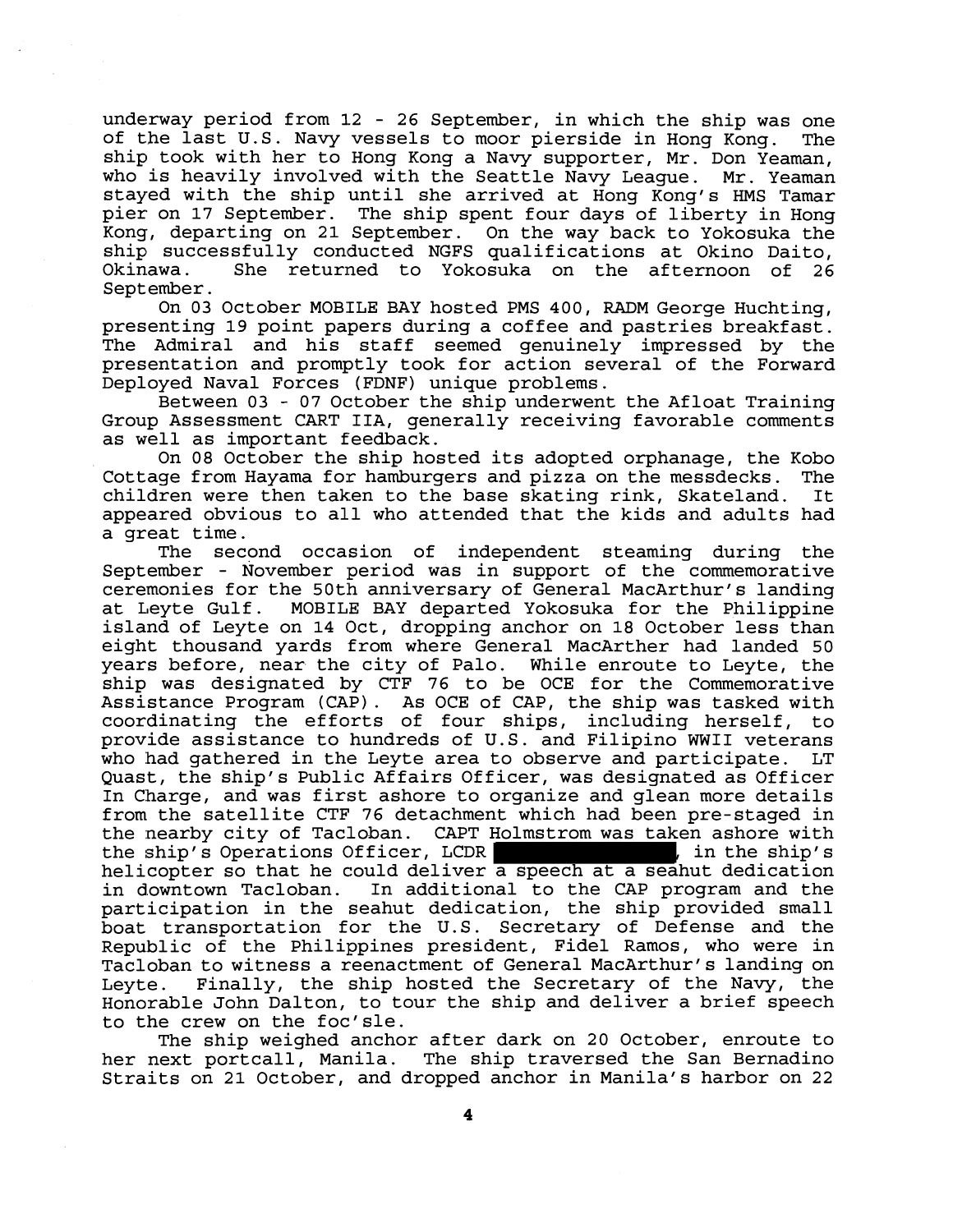underway period from 12 - 26 September, in which the ship was one of the last U.S. Navy vessels to moor pierside in Hong Kong. The ship took with her to Hong Kong a Navy supporter, Mr. Don Yeaman, who is heavily involved with the Seattle Navy League. Mr. Yeaman stayed with the ship until she arrived at Hong Kong's HMS Tamar pier on 17 September. The ship spent four days of liberty in Hong Kong, departing on 21 September. On the way back to Yokosuka the ship successfully conducted NGFS qualifications at Okino Daito, Okinawa. She returned to Yokosuka on the afternoon of 26 September.

On 03 October MOBILE BAY hosted PMS 400, RADM George Huchting, presenting 19 point papers during a coffee and pastries breakfast. The Admiral and his staff seemed genuinely impressed by the presentation and promptly took for action several of the Forward Deployed Naval Forces (FDNF) unique problems.

Between 03 - 07 October the ship underwent the Afloat Training Group Assessment CART IIA, generally receiving favorable comments as well as important feedback.

On 08 October the ship hosted its adopted orphanage, the Kobo Cottage from Hayama for hamburgers and pizza on the messdecks. The children were then taken to the base skating rink, Skateland. It appeared obvious to all who attended that the kids and adults had a great time.

The second occasion of independent steaming during the September - November period was in support of the commemorative ceremonies for the 50th anniversary of General MacArthur's landing at Leyte Gulf. MOBILE BAY departed Yokosuka for the Philippine island of Leyte on 14 Oct, dropping anchor on 18 October less than eight thousand yards from where General MacArther had landed 50 years before, near the city of Palo. While enroute to Leyte, the ship was designated by CTF 76 to be OCE for the Commemorative Assistance Program (CAP). As OCE of CAP, the ship was tasked with coordinating the efforts of four ships, including herself, to provide assistance to hundreds of U.S. and Filipino WWII veterans who had gathered in the Leyte area to observe and participate. LT Quast, the ship's Public Affairs Officer, was designated as Officer In Charge, and was first ashore to organize and glean more details from the satellite CTF 76 detachment which had been pre-staged in the nearby city of Tacloban. CAPT Holmstrom was taken ashore with the ship's Operations Officer, LCDR ██████████, in the ship's helicopter so that he could deliver a speech at a seahut dedication in downtown Tacloban. In additional to the CAP program and the participation in the seahut dedication, the ship provided small boat transportation for the U.S. Secretary of Defense and the Republic of the Philippines president, Fidel Ramos, who were in Tacloban to witness a reenactment of General MacArthur's landing on Leyte. Finally, the ship hosted the Secretary of the Navy, the Honorable John Dalton, to tour the ship and deliver a brief speech to the crew on the foc'sle.

The ship weighed anchor after dark on 20 October, enroute to her next portcall, Manila. The ship traversed the San Bernadino Straits on 21 October, and dropped anchor in Manila's harbor on 22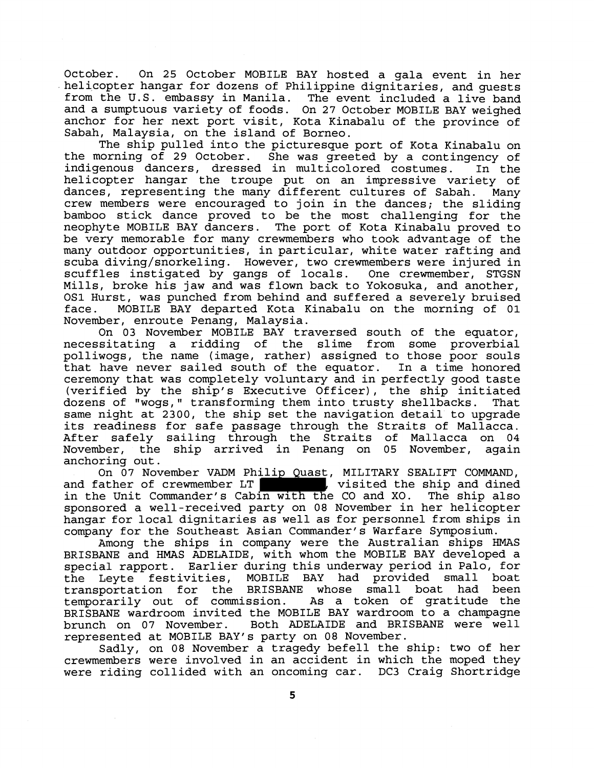October. On 25 October MOBILE BAY hosted a gala event in her helicopter hangar for dozens of Philippine dignitaries, and guests from the U.S. embassy in Manila. The event included a live band and a sumptuous variety of foods. On 27 October MOBILE BAY weighed anchor for her next port visit, Kota Kinabalu of the province of Sabah, Malaysia, on the island of Borneo.

The ship pulled into the picturesque port of Kota Kinabalu on the morning of 29 October. She was greeted by a contingency of indigenous dancers, dressed in multicolored costumes. In the helicopter hangar the troupe put on an impressive variety of dances, representing the many different cultures of Sabah. Many crew members were encouraged to join in the dances; the sliding bamboo stick dance proved to be the most challenging for the neophyte MOBILE BAY dancers. The port of Kota Kinabalu proved to be very memorable for many crewmembers who took advantage of the many outdoor opportunities, in particular, white water rafting and scuba diving/snorkeling. However, two crewmembers were injured in scuffles instigated by gangs of locals. One crewmember, STGSN Mills, broke his jaw and was flown back to Yokosuka, and another, OS1 Hurst, was punched from behind and suffered a severely bruised face. MOBILE BAY departed Kota Kinabalu on the morning of 01 November, enroute Penang, Malaysia.

On 03 November MOBILE BAY traversed south of the equator, necessitating a ridding of the slime from some proverbial polliwogs, the name (image, rather) assigned to those poor souls that have never sailed south of the equator. In a time honored ceremony that was completely voluntary and in perfectly good taste (verified by the ship's Executive Officer), the ship initiated dozens of "wogs," transforming them into trusty shellbacks. That same night at 2300, the ship set the navigation detail to upgrade its readiness for safe passage through the Straits of Mallacca. After safely sailing through the Straits of Mallacca on 04 November, the ship arrived in Penang on 05 November, again anchoring out.

On 07 November VADM Philip Quast, MILITARY SEALIFT COMMAND, and father of crewmember LT [REDACTED], visited the ship and dined in the Unit Commander's Cabin with the CO and XO. The ship also sponsored a well-received party on 08 November in her helicopter hangar for local dignitaries as well as for personnel from ships in company for the Southeast Asian Commander's Warfare Symposium.

Among the ships in company were the Australian ships HMAS BRISBANE and HMAS ADELAIDE, with whom the MOBILE BAY developed a special rapport. Earlier during this underway period in Palo, for the Leyte festivities, MOBILE BAY had provided small boat transportation for the BRISBANE whose small boat had been temporarily out of commission. As a token of gratitude the BRISBANE wardroom invited the MOBILE BAY wardroom to a champagne brunch on 07 November. Both ADELAIDE and BRISBANE were well represented at MOBILE BAY's party on 08 November.

Sadly, on 08 November a tragedy befell the ship: two of her crewmembers were involved in an accident in which the moped they were riding collided with an oncoming car. DC3 Craig Shortridge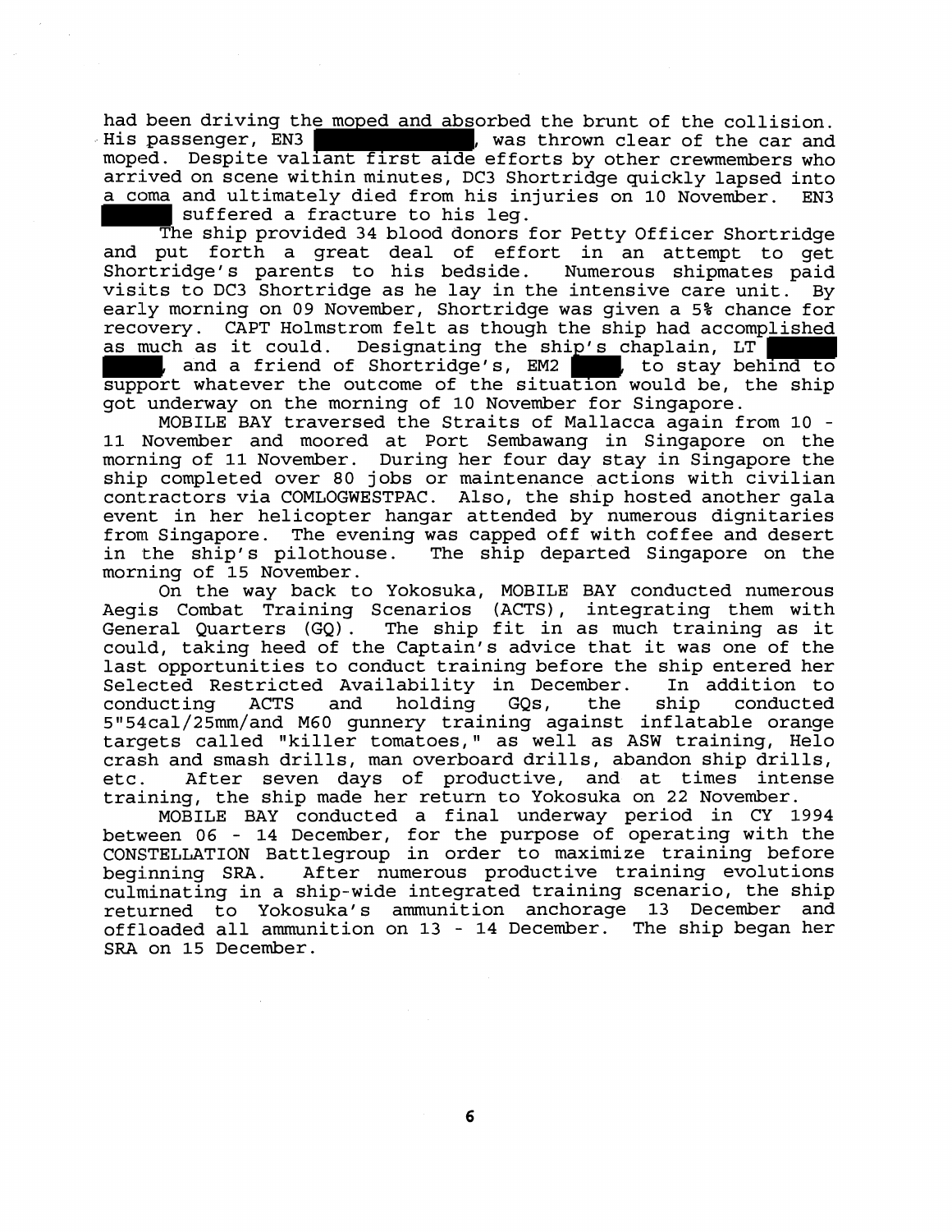had been driving the moped and absorbed the brunt of the collision. His passenger, EN3 , was thrown clear of the car and moped. Despite valiant first aide efforts by other crewmembers who arrived on scene within minutes, DC3 Shortridge quickly lapsed into a coma and ultimately died from his injuries on 10 November. EN3 suffered a fracture to his leg.

The ship provided 34 blood donors for Petty Officer Shortridge and put forth a great deal of effort in an attempt to get Shortridge's parents to his bedside. Numerous shipmates paid visits to DC3 Shortridge as he lay in the intensive care unit. By early morning on 09 November, Shortridge was given a 5% chance for recovery. CAPT Holmstrom felt as though the ship had accomplished as much as it could. Designating the ship's chaplain, LT , and a friend of Shortridge's, EM2 , to stay behind to support whatever the outcome of the situation would be, the ship got underway on the morning of 10 November for Singapore.

MOBILE BAY traversed the Straits of Mallacca again from 10 - 11 November and moored at Port Sembawang in Singapore on the morning of 11 November. During her four day stay in Singapore the ship completed over 80 jobs or maintenance actions with civilian contractors via COMLOGWESTPAC. Also, the ship hosted another gala event in her helicopter hangar attended by numerous dignitaries from Singapore. The evening was capped off with coffee and desert in the ship's pilothouse. The ship departed Singapore on the morning of 15 November.

On the way back to Yokosuka, MOBILE BAY conducted numerous Aegis Combat Training Scenarios (ACTS), integrating them with General Quarters (GQ). The ship fit in as much training as it could, taking heed of the Captain's advice that it was one of the last opportunities to conduct training before the ship entered her Selected Restricted Availability in December. In addition to conducting ACTS and holding GQs, the ship conducted 5"54cal/25mm/and M60 gunnery training against inflatable orange targets called "killer tomatoes," as well as ASW training, Helo crash and smash drills, man overboard drills, abandon ship drills, etc. After seven days of productive, and at times intense training, the ship made her return to Yokosuka on 22 November.

MOBILE BAY conducted a final underway period in CY 1994 between 06 - 14 December, for the purpose of operating with the CONSTELLATION Battlegroup in order to maximize training before beginning SRA. After numerous productive training evolutions culminating in a ship-wide integrated training scenario, the ship returned to Yokosuka's ammunition anchorage 13 December and offloaded all ammunition on 13 - 14 December. The ship began her SRA on 15 December.